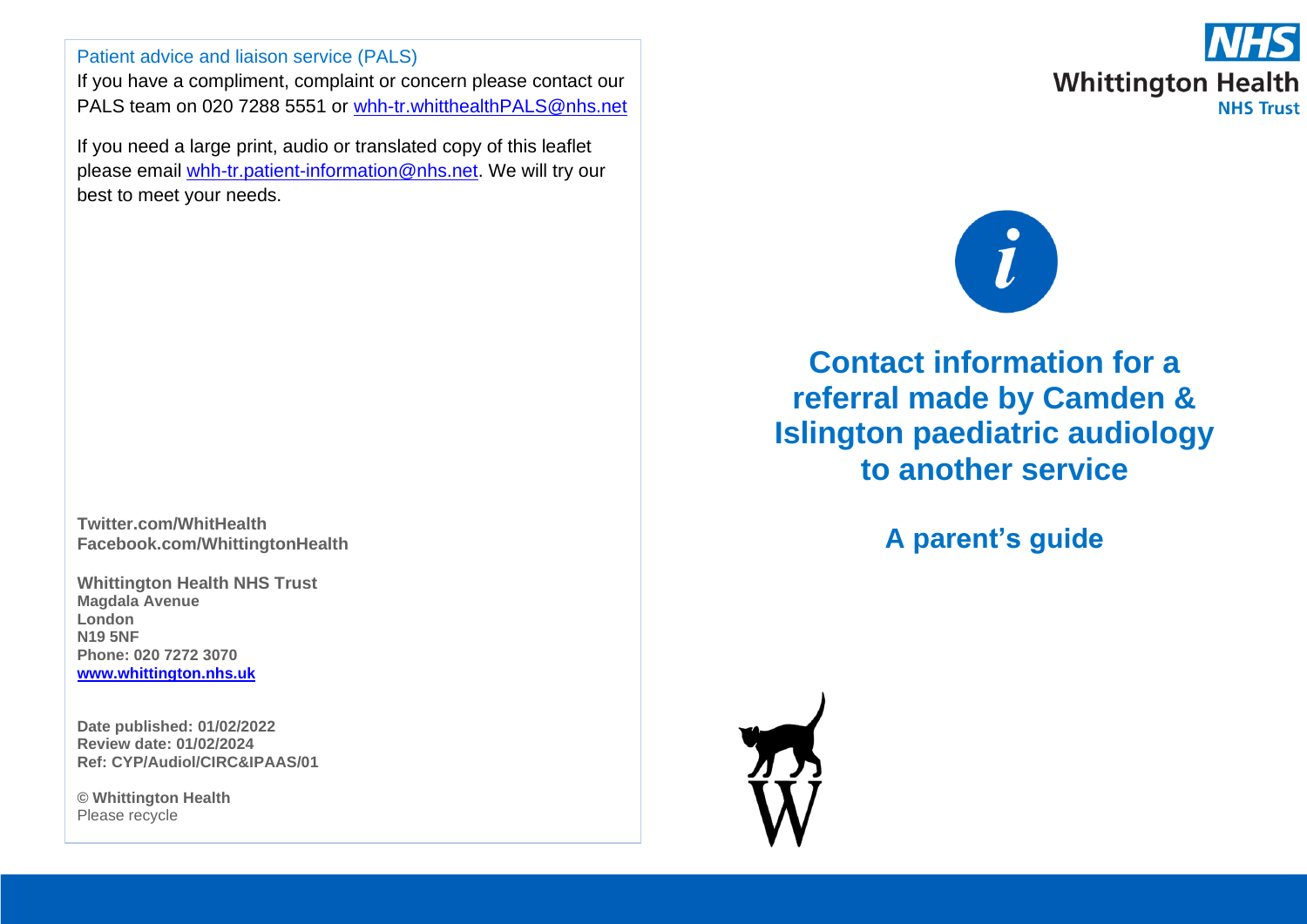# Contact information for a referral made by Camden & Islington paediatric audiology to another service

## A parent's guide

Patient advice and liaison service (PALS)

If you have a compliment, complaint or concern please contact our PALS team on 020 7288 5551 or whh-tr.whitthealthPALS@nhs.net

If you need a large print, audio or translated copy of this leaflet please email whh-tr.patient-information@nhs.net. We will try our best to meet your needs.

**Twitter.com/WhitHealth**
**Facebook.com/WhittingtonHealth**

**Whittington Health NHS Trust**
**Magdala Avenue**
**London**
**N19 5NF**
**Phone: 020 7272 3070**
**www.whittington.nhs.uk**

**Date published: 01/02/2022**
**Review date: 01/02/2024**
**Ref: CYP/Audiol/CIRC&IPAAS/01**

**© Whittington Health**
Please recycle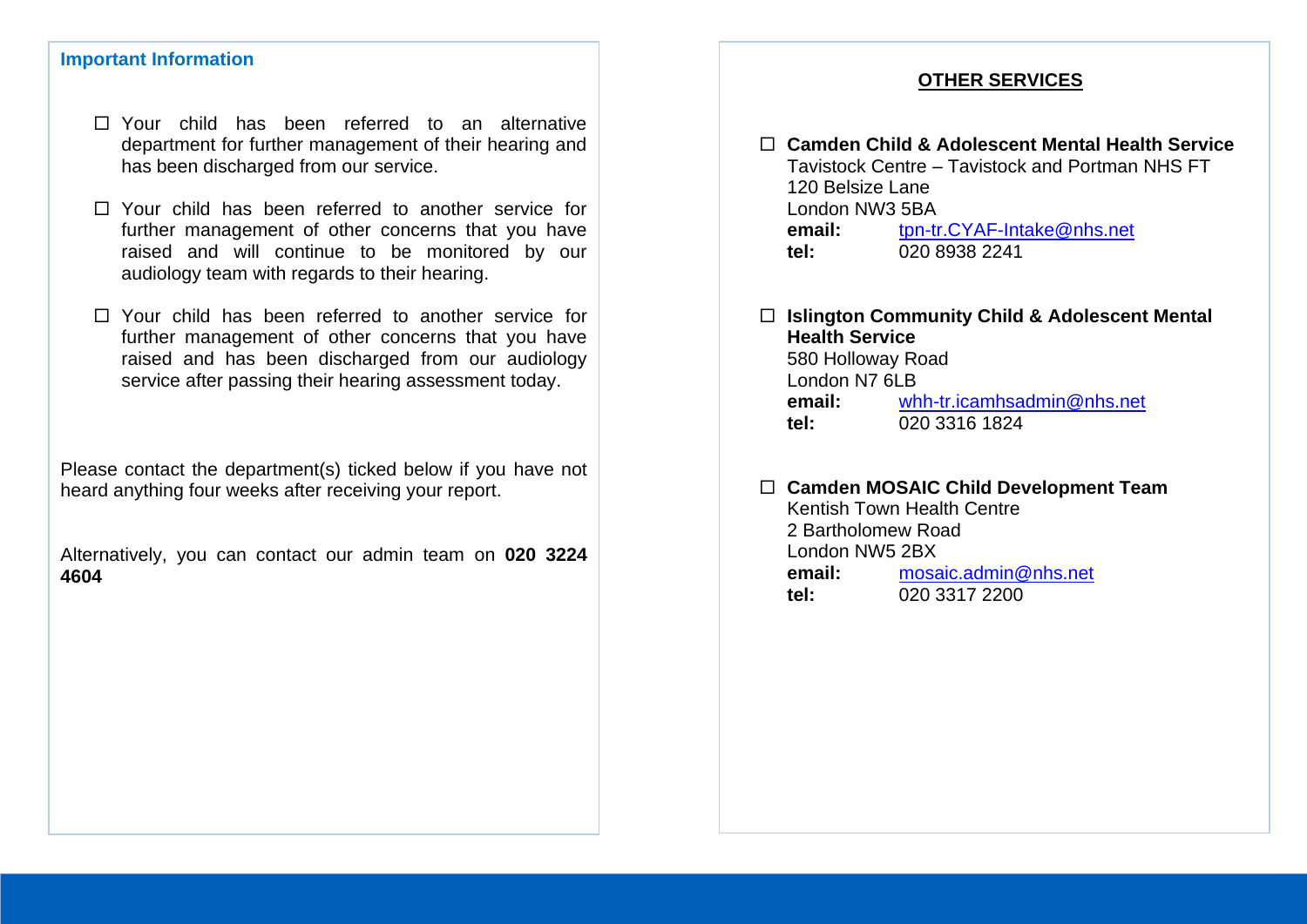## Important Information

- ☐ Your child has been referred to an alternative department for further management of their hearing and has been discharged from our service.

- ☐ Your child has been referred to another service for further management of other concerns that you have raised and will continue to be monitored by our audiology team with regards to their hearing.

- ☐ Your child has been referred to another service for further management of other concerns that you have raised and has been discharged from our audiology service after passing their hearing assessment today.

Please contact the department(s) ticked below if you have not heard anything four weeks after receiving your report.

Alternatively, you can contact our admin team on **020 3224 4604**

## OTHER SERVICES

☐ **Camden Child & Adolescent Mental Health Service**
Tavistock Centre – Tavistock and Portman NHS FT
120 Belsize Lane
London NW3 5BA
**email:** tpn-tr.CYAF-Intake@nhs.net
**tel:** 020 8938 2241

☐ **Islington Community Child & Adolescent Mental Health Service**
580 Holloway Road
London N7 6LB
**email:** whh-tr.icamhsadmin@nhs.net
**tel:** 020 3316 1824

☐ **Camden MOSAIC Child Development Team**
Kentish Town Health Centre
2 Bartholomew Road
London NW5 2BX
**email:** mosaic.admin@nhs.net
**tel:** 020 3317 2200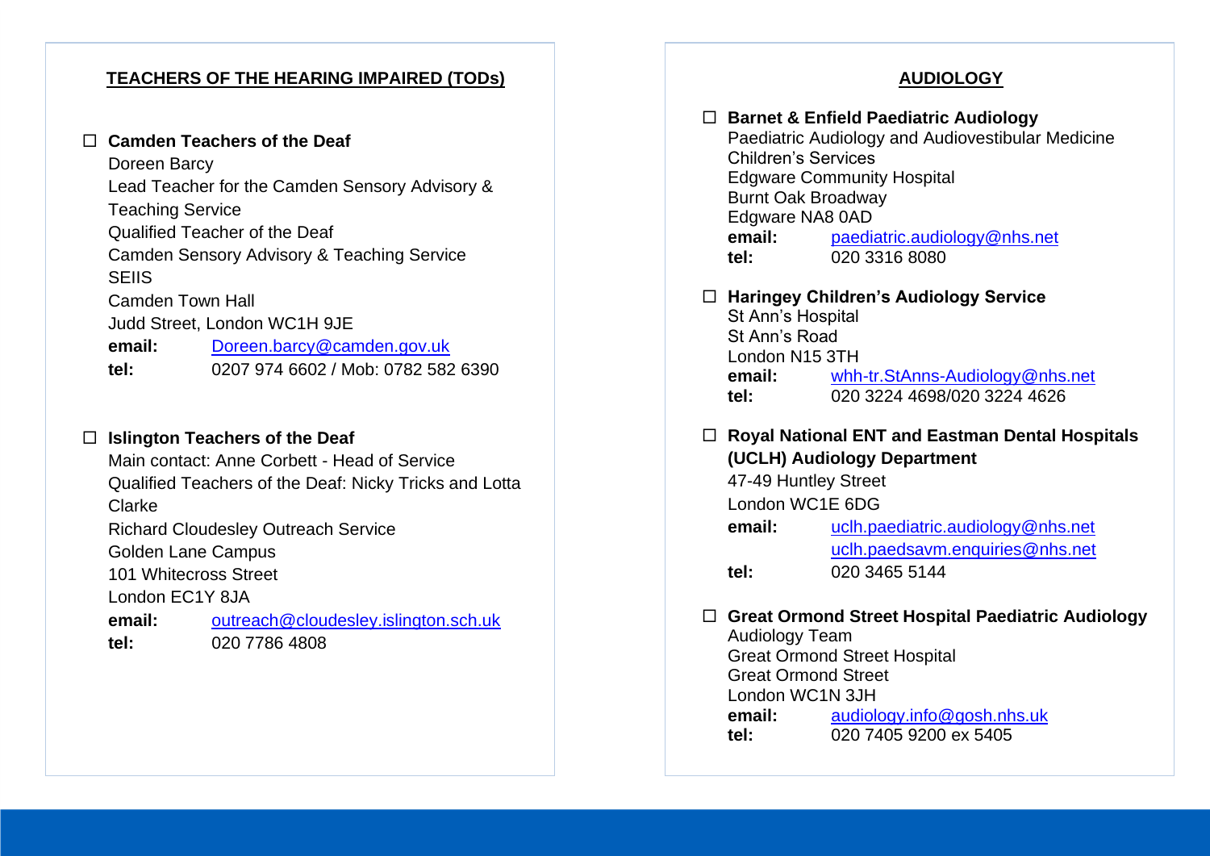## TEACHERS OF THE HEARING IMPAIRED (TODs)

☐ **Camden Teachers of the Deaf**
Doreen Barcy
Lead Teacher for the Camden Sensory Advisory & Teaching Service
Qualified Teacher of the Deaf
Camden Sensory Advisory & Teaching Service
SEIIS
Camden Town Hall
Judd Street, London WC1H 9JE
**email:** Doreen.barcy@camden.gov.uk
**tel:** 0207 974 6602 / Mob: 0782 582 6390

☐ **Islington Teachers of the Deaf**
Main contact: Anne Corbett - Head of Service
Qualified Teachers of the Deaf: Nicky Tricks and Lotta Clarke
Richard Cloudesley Outreach Service
Golden Lane Campus
101 Whitecross Street
London EC1Y 8JA
**email:** outreach@cloudesley.islington.sch.uk
**tel:** 020 7786 4808

## AUDIOLOGY

☐ **Barnet & Enfield Paediatric Audiology**
Paediatric Audiology and Audiovestibular Medicine
Children's Services
Edgware Community Hospital
Burnt Oak Broadway
Edgware NA8 0AD
**email:** paediatric.audiology@nhs.net
**tel:** 020 3316 8080

☐ **Haringey Children's Audiology Service**
St Ann's Hospital
St Ann's Road
London N15 3TH
**email:** whh-tr.StAnns-Audiology@nhs.net
**tel:** 020 3224 4698/020 3224 4626

☐ **Royal National ENT and Eastman Dental Hospitals (UCLH) Audiology Department**
47-49 Huntley Street
London WC1E 6DG
**email:** uclh.paediatric.audiology@nhs.net
uclh.paedsavm.enquiries@nhs.net
**tel:** 020 3465 5144

☐ **Great Ormond Street Hospital Paediatric Audiology**
Audiology Team
Great Ormond Street Hospital
Great Ormond Street
London WC1N 3JH
**email:** audiology.info@gosh.nhs.uk
**tel:** 020 7405 9200 ex 5405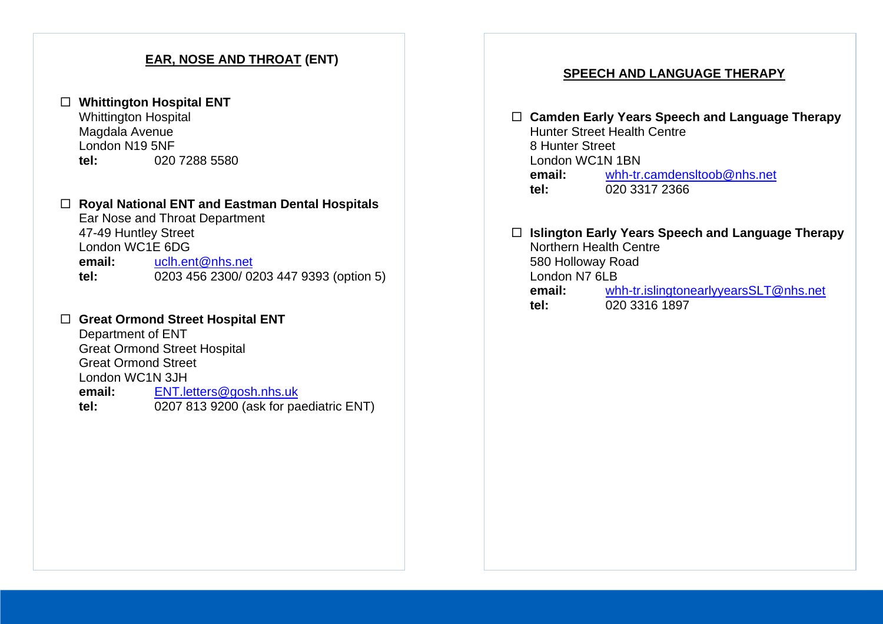## EAR, NOSE AND THROAT (ENT)

☐ **Whittington Hospital ENT**
Whittington Hospital
Magdala Avenue
London N19 5NF
**tel:** 020 7288 5580

☐ **Royal National ENT and Eastman Dental Hospitals**
Ear Nose and Throat Department
47-49 Huntley Street
London WC1E 6DG
**email:** uclh.ent@nhs.net
**tel:** 0203 456 2300/ 0203 447 9393 (option 5)

☐ **Great Ormond Street Hospital ENT**
Department of ENT
Great Ormond Street Hospital
Great Ormond Street
London WC1N 3JH
**email:** ENT.letters@gosh.nhs.uk
**tel:** 0207 813 9200 (ask for paediatric ENT)

## SPEECH AND LANGUAGE THERAPY

☐ **Camden Early Years Speech and Language Therapy**
Hunter Street Health Centre
8 Hunter Street
London WC1N 1BN
**email:** whh-tr.camdensltoob@nhs.net
**tel:** 020 3317 2366

☐ **Islington Early Years Speech and Language Therapy**
Northern Health Centre
580 Holloway Road
London N7 6LB
**email:** whh-tr.islingtonearlyyearsSLT@nhs.net
**tel:** 020 3316 1897